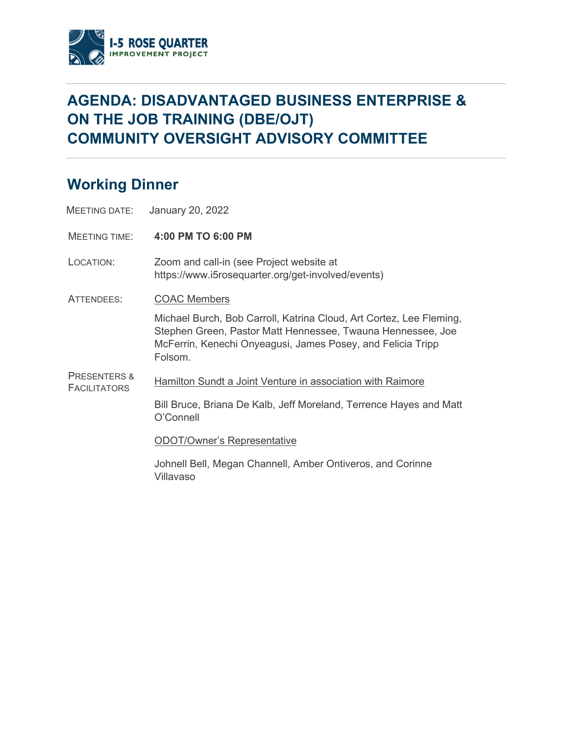I-5 ROSE QUARTER
IMPROVEMENT PROJECT

# AGENDA: DISADVANTAGED BUSINESS ENTERPRISE & ON THE JOB TRAINING (DBE/OJT) COMMUNITY OVERSIGHT ADVISORY COMMITTEE

## Working Dinner

MEETING DATE: January 20, 2022

MEETING TIME: **4:00 PM TO 6:00 PM**

LOCATION: Zoom and call-in (see Project website at https://www.i5rosequarter.org/get-involved/events)

ATTENDEES: COAC Members

Michael Burch, Bob Carroll, Katrina Cloud, Art Cortez, Lee Fleming, Stephen Green, Pastor Matt Hennessee, Twauna Hennessee, Joe McFerrin, Kenechi Onyeagusi, James Posey, and Felicia Tripp Folsom.

PRESENTERS & FACILITATORS: Hamilton Sundt a Joint Venture in association with Raimore

Bill Bruce, Briana De Kalb, Jeff Moreland, Terrence Hayes and Matt O'Connell

ODOT/Owner's Representative

Johnell Bell, Megan Channell, Amber Ontiveros, and Corinne Villavaso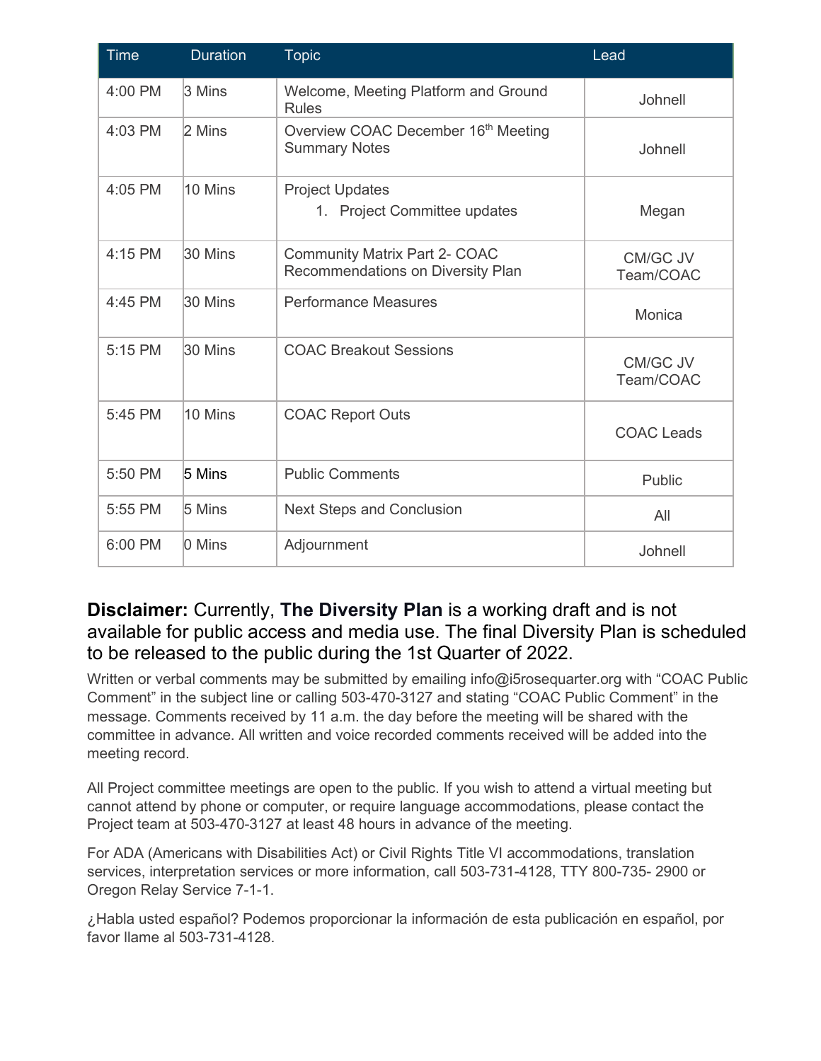| Time | Duration | Topic | Lead |
|---|---|---|---|
| 4:00 PM | 3 Mins | Welcome, Meeting Platform and Ground Rules | Johnell |
| 4:03 PM | 2 Mins | Overview COAC December 16th Meeting Summary Notes | Johnell |
| 4:05 PM | 10 Mins | Project Updates<br>1. Project Committee updates | Megan |
| 4:15 PM | 30 Mins | Community Matrix Part 2- COAC Recommendations on Diversity Plan | CM/GC JV Team/COAC |
| 4:45 PM | 30 Mins | Performance Measures | Monica |
| 5:15 PM | 30 Mins | COAC Breakout Sessions | CM/GC JV Team/COAC |
| 5:45 PM | 10 Mins | COAC Report Outs | COAC Leads |
| 5:50 PM | 5 Mins | Public Comments | Public |
| 5:55 PM | 5 Mins | Next Steps and Conclusion | All |
| 6:00 PM | 0 Mins | Adjournment | Johnell |

**Disclaimer:** Currently, **The Diversity Plan** is a working draft and is not available for public access and media use. The final Diversity Plan is scheduled to be released to the public during the 1st Quarter of 2022.

Written or verbal comments may be submitted by emailing info@i5rosequarter.org with "COAC Public Comment" in the subject line or calling 503-470-3127 and stating "COAC Public Comment" in the message. Comments received by 11 a.m. the day before the meeting will be shared with the committee in advance. All written and voice recorded comments received will be added into the meeting record.

All Project committee meetings are open to the public. If you wish to attend a virtual meeting but cannot attend by phone or computer, or require language accommodations, please contact the Project team at 503-470-3127 at least 48 hours in advance of the meeting.

For ADA (Americans with Disabilities Act) or Civil Rights Title VI accommodations, translation services, interpretation services or more information, call 503-731-4128, TTY 800-735- 2900 or Oregon Relay Service 7-1-1.

¿Habla usted español? Podemos proporcionar la información de esta publicación en español, por favor llame al 503-731-4128.